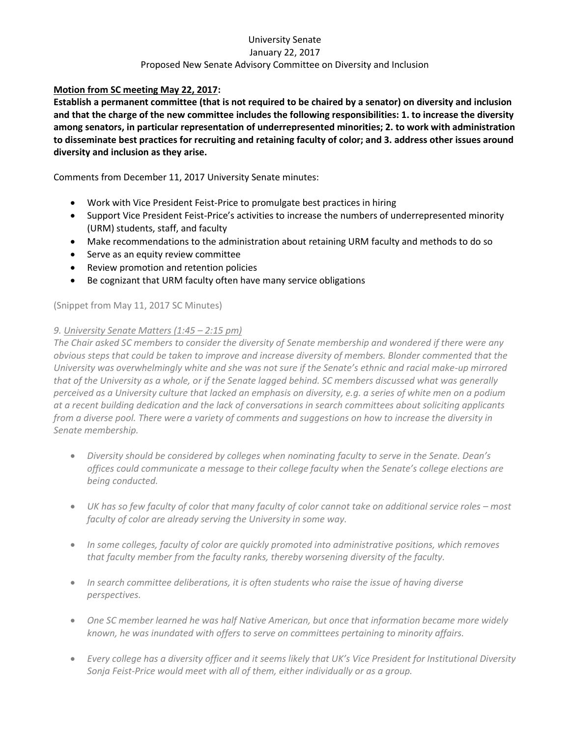University Senate

January 22, 2017

Proposed New Senate Advisory Committee on Diversity and Inclusion

**Motion from SC meeting May 22, 2017:**

**Establish a permanent committee (that is not required to be chaired by a senator) on diversity and inclusion and that the charge of the new committee includes the following responsibilities: 1. to increase the diversity among senators, in particular representation of underrepresented minorities; 2. to work with administration to disseminate best practices for recruiting and retaining faculty of color; and 3. address other issues around diversity and inclusion as they arise.**

Comments from December 11, 2017 University Senate minutes:

- Work with Vice President Feist-Price to promulgate best practices in hiring
- Support Vice President Feist-Price's activities to increase the numbers of underrepresented minority (URM) students, staff, and faculty
- Make recommendations to the administration about retaining URM faculty and methods to do so
- Serve as an equity review committee
- Review promotion and retention policies
- Be cognizant that URM faculty often have many service obligations

(Snippet from May 11, 2017 SC Minutes)

*9. University Senate Matters (1:45 – 2:15 pm)*

*The Chair asked SC members to consider the diversity of Senate membership and wondered if there were any obvious steps that could be taken to improve and increase diversity of members. Blonder commented that the University was overwhelmingly white and she was not sure if the Senate's ethnic and racial make-up mirrored that of the University as a whole, or if the Senate lagged behind. SC members discussed what was generally perceived as a University culture that lacked an emphasis on diversity, e.g. a series of white men on a podium at a recent building dedication and the lack of conversations in search committees about soliciting applicants from a diverse pool. There were a variety of comments and suggestions on how to increase the diversity in Senate membership.*

- *Diversity should be considered by colleges when nominating faculty to serve in the Senate. Dean's offices could communicate a message to their college faculty when the Senate's college elections are being conducted.*
- *UK has so few faculty of color that many faculty of color cannot take on additional service roles – most faculty of color are already serving the University in some way.*
- *In some colleges, faculty of color are quickly promoted into administrative positions, which removes that faculty member from the faculty ranks, thereby worsening diversity of the faculty.*
- *In search committee deliberations, it is often students who raise the issue of having diverse perspectives.*
- *One SC member learned he was half Native American, but once that information became more widely known, he was inundated with offers to serve on committees pertaining to minority affairs.*
- *Every college has a diversity officer and it seems likely that UK's Vice President for Institutional Diversity Sonja Feist-Price would meet with all of them, either individually or as a group.*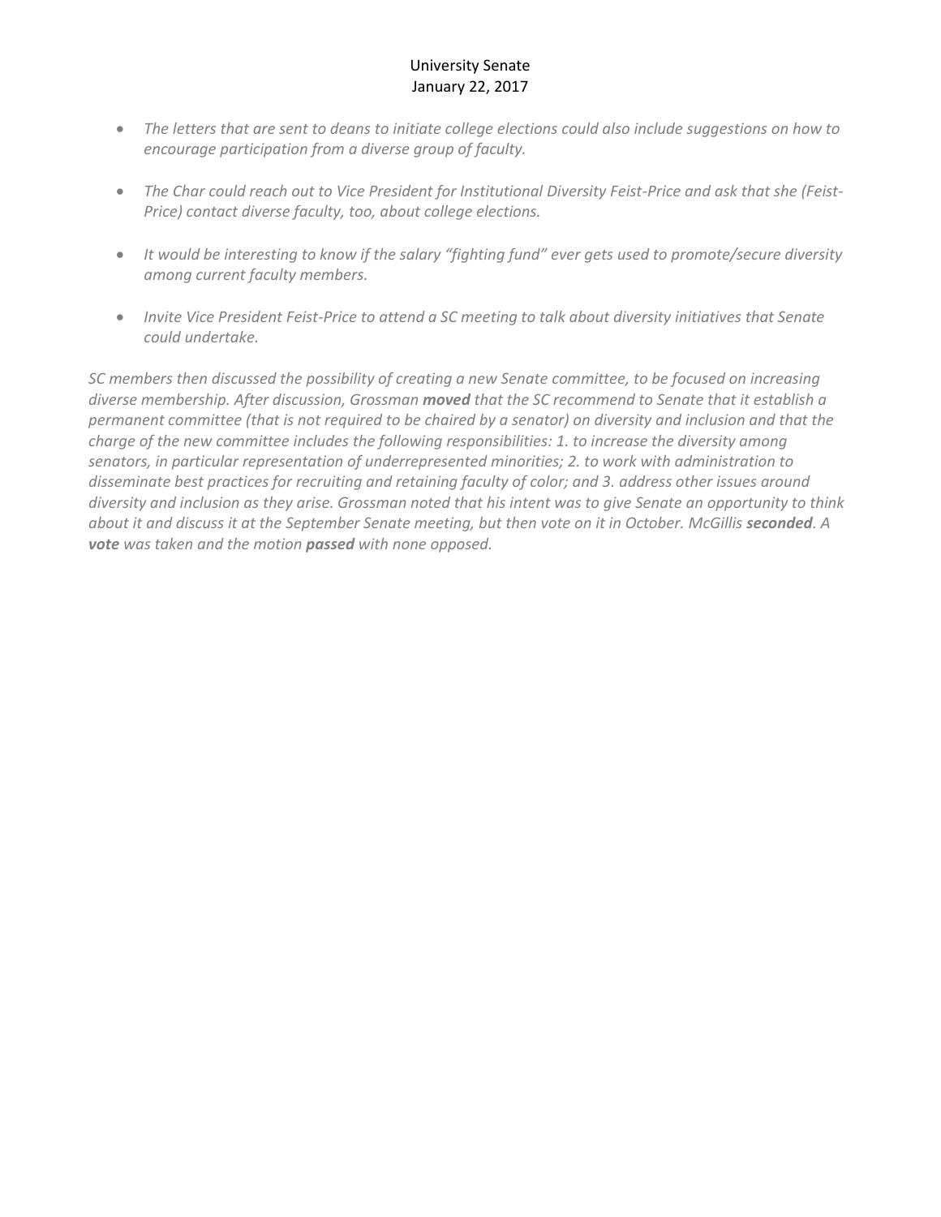- *The letters that are sent to deans to initiate college elections could also include suggestions on how to encourage participation from a diverse group of faculty.*

- *The Char could reach out to Vice President for Institutional Diversity Feist-Price and ask that she (Feist-Price) contact diverse faculty, too, about college elections.*

- *It would be interesting to know if the salary "fighting fund" ever gets used to promote/secure diversity among current faculty members.*

- *Invite Vice President Feist-Price to attend a SC meeting to talk about diversity initiatives that Senate could undertake.*

*SC members then discussed the possibility of creating a new Senate committee, to be focused on increasing diverse membership. After discussion, Grossman* ***moved*** *that the SC recommend to Senate that it establish a permanent committee (that is not required to be chaired by a senator) on diversity and inclusion and that the charge of the new committee includes the following responsibilities: 1. to increase the diversity among senators, in particular representation of underrepresented minorities; 2. to work with administration to disseminate best practices for recruiting and retaining faculty of color; and 3. address other issues around diversity and inclusion as they arise. Grossman noted that his intent was to give Senate an opportunity to think about it and discuss it at the September Senate meeting, but then vote on it in October. McGillis* ***seconded****. A* ***vote*** *was taken and the motion* ***passed*** *with none opposed.*